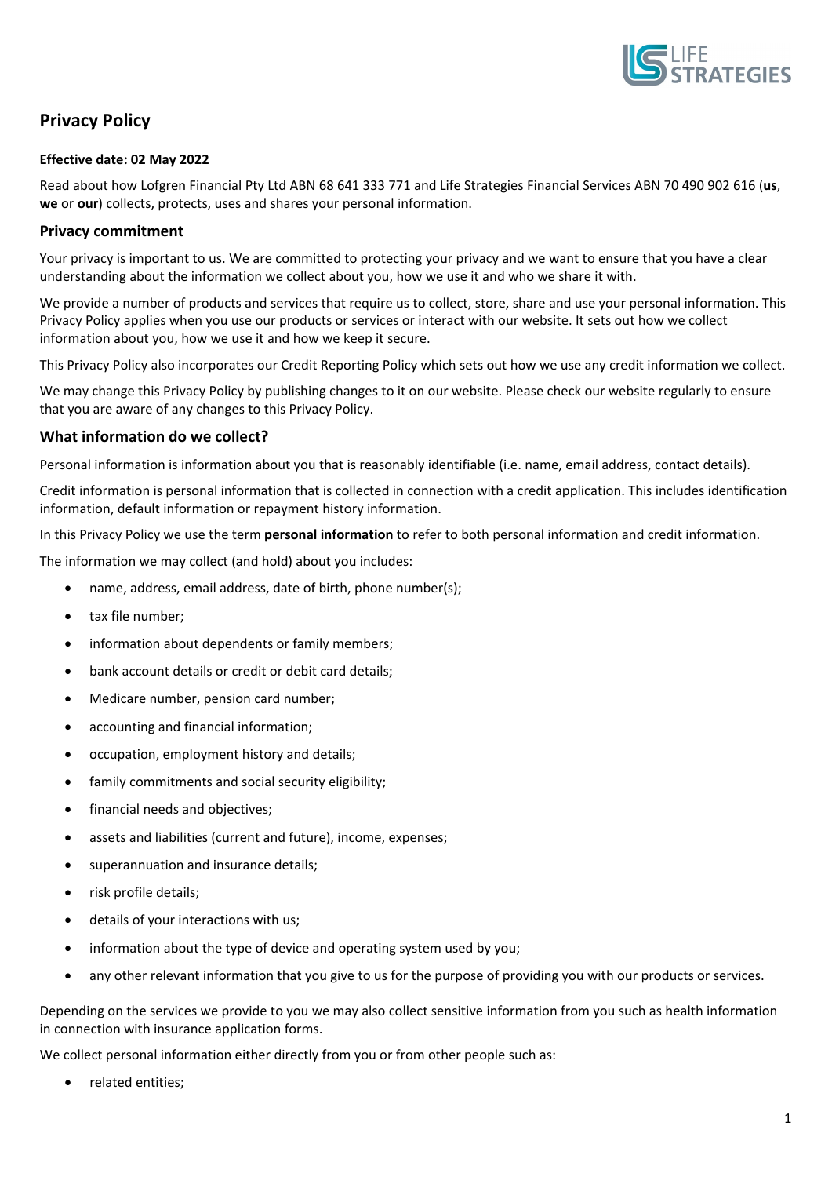# Privacy Policy

**Effective date: 02 May 2022**

Read about how Lofgren Financial Pty Ltd ABN 68 641 333 771 and Life Strategies Financial Services ABN 70 490 902 616 (**us**, **we** or **our**) collects, protects, uses and shares your personal information.

## Privacy commitment

Your privacy is important to us. We are committed to protecting your privacy and we want to ensure that you have a clear understanding about the information we collect about you, how we use it and who we share it with.

We provide a number of products and services that require us to collect, store, share and use your personal information. This Privacy Policy applies when you use our products or services or interact with our website. It sets out how we collect information about you, how we use it and how we keep it secure.

This Privacy Policy also incorporates our Credit Reporting Policy which sets out how we use any credit information we collect.

We may change this Privacy Policy by publishing changes to it on our website. Please check our website regularly to ensure that you are aware of any changes to this Privacy Policy.

## What information do we collect?

Personal information is information about you that is reasonably identifiable (i.e. name, email address, contact details).

Credit information is personal information that is collected in connection with a credit application. This includes identification information, default information or repayment history information.

In this Privacy Policy we use the term **personal information** to refer to both personal information and credit information.

The information we may collect (and hold) about you includes:

- name, address, email address, date of birth, phone number(s);
- tax file number;
- information about dependents or family members;
- bank account details or credit or debit card details;
- Medicare number, pension card number;
- accounting and financial information;
- occupation, employment history and details;
- family commitments and social security eligibility;
- financial needs and objectives;
- assets and liabilities (current and future), income, expenses;
- superannuation and insurance details;
- risk profile details;
- details of your interactions with us;
- information about the type of device and operating system used by you;
- any other relevant information that you give to us for the purpose of providing you with our products or services.

Depending on the services we provide to you we may also collect sensitive information from you such as health information in connection with insurance application forms.

We collect personal information either directly from you or from other people such as:

- related entities;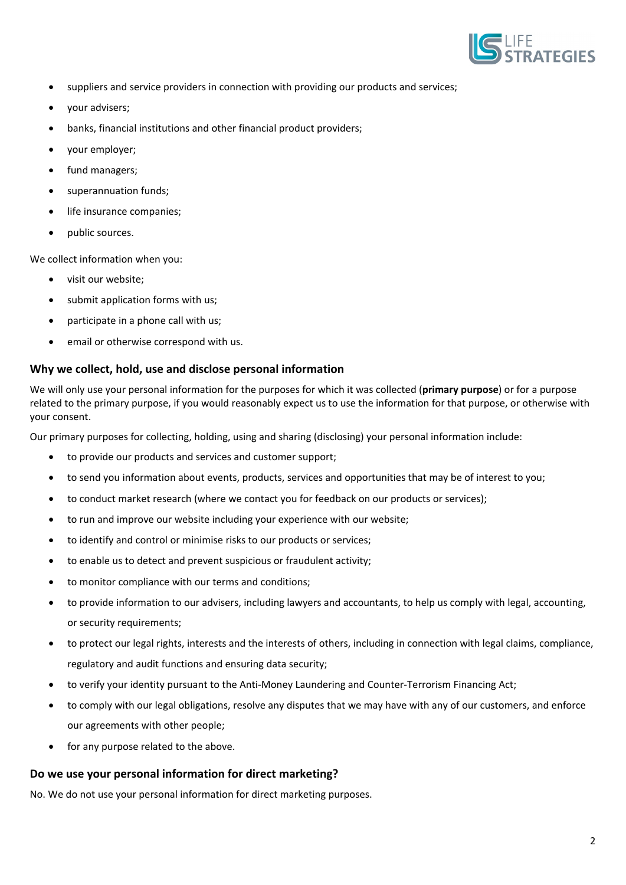- suppliers and service providers in connection with providing our products and services;
- your advisers;
- banks, financial institutions and other financial product providers;
- your employer;
- fund managers;
- superannuation funds;
- life insurance companies;
- public sources.

We collect information when you:

- visit our website;
- submit application forms with us;
- participate in a phone call with us;
- email or otherwise correspond with us.

### Why we collect, hold, use and disclose personal information

We will only use your personal information for the purposes for which it was collected (**primary purpose**) or for a purpose related to the primary purpose, if you would reasonably expect us to use the information for that purpose, or otherwise with your consent.

Our primary purposes for collecting, holding, using and sharing (disclosing) your personal information include:

- to provide our products and services and customer support;
- to send you information about events, products, services and opportunities that may be of interest to you;
- to conduct market research (where we contact you for feedback on our products or services);
- to run and improve our website including your experience with our website;
- to identify and control or minimise risks to our products or services;
- to enable us to detect and prevent suspicious or fraudulent activity;
- to monitor compliance with our terms and conditions;
- to provide information to our advisers, including lawyers and accountants, to help us comply with legal, accounting, or security requirements;
- to protect our legal rights, interests and the interests of others, including in connection with legal claims, compliance, regulatory and audit functions and ensuring data security;
- to verify your identity pursuant to the Anti-Money Laundering and Counter-Terrorism Financing Act;
- to comply with our legal obligations, resolve any disputes that we may have with any of our customers, and enforce our agreements with other people;
- for any purpose related to the above.

### Do we use your personal information for direct marketing?

No. We do not use your personal information for direct marketing purposes.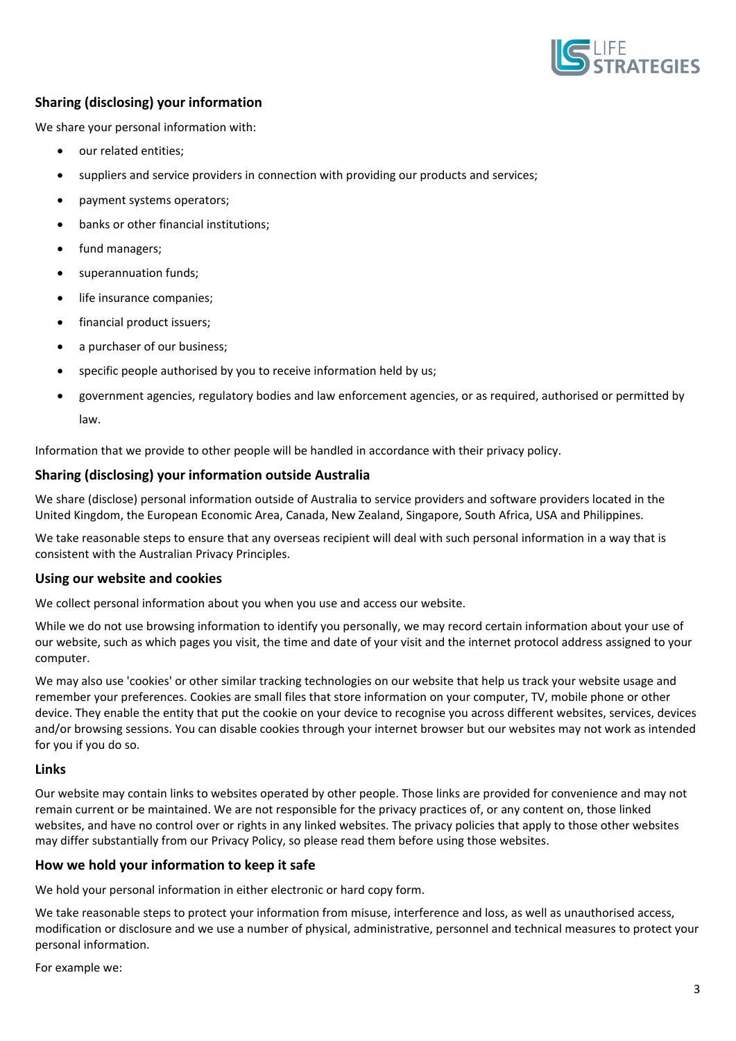## Sharing (disclosing) your information

We share your personal information with:

- our related entities;
- suppliers and service providers in connection with providing our products and services;
- payment systems operators;
- banks or other financial institutions;
- fund managers;
- superannuation funds;
- life insurance companies;
- financial product issuers;
- a purchaser of our business;
- specific people authorised by you to receive information held by us;
- government agencies, regulatory bodies and law enforcement agencies, or as required, authorised or permitted by law.

Information that we provide to other people will be handled in accordance with their privacy policy.

## Sharing (disclosing) your information outside Australia

We share (disclose) personal information outside of Australia to service providers and software providers located in the United Kingdom, the European Economic Area, Canada, New Zealand, Singapore, South Africa, USA and Philippines.

We take reasonable steps to ensure that any overseas recipient will deal with such personal information in a way that is consistent with the Australian Privacy Principles.

## Using our website and cookies

We collect personal information about you when you use and access our website.

While we do not use browsing information to identify you personally, we may record certain information about your use of our website, such as which pages you visit, the time and date of your visit and the internet protocol address assigned to your computer.

We may also use 'cookies' or other similar tracking technologies on our website that help us track your website usage and remember your preferences. Cookies are small files that store information on your computer, TV, mobile phone or other device. They enable the entity that put the cookie on your device to recognise you across different websites, services, devices and/or browsing sessions. You can disable cookies through your internet browser but our websites may not work as intended for you if you do so.

## Links

Our website may contain links to websites operated by other people. Those links are provided for convenience and may not remain current or be maintained. We are not responsible for the privacy practices of, or any content on, those linked websites, and have no control over or rights in any linked websites. The privacy policies that apply to those other websites may differ substantially from our Privacy Policy, so please read them before using those websites.

## How we hold your information to keep it safe

We hold your personal information in either electronic or hard copy form.

We take reasonable steps to protect your information from misuse, interference and loss, as well as unauthorised access, modification or disclosure and we use a number of physical, administrative, personnel and technical measures to protect your personal information.

For example we: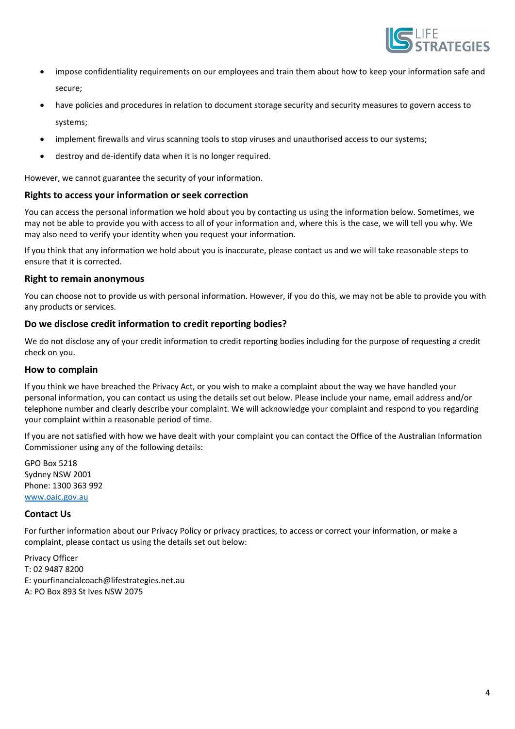- impose confidentiality requirements on our employees and train them about how to keep your information safe and secure;
- have policies and procedures in relation to document storage security and security measures to govern access to systems;
- implement firewalls and virus scanning tools to stop viruses and unauthorised access to our systems;
- destroy and de-identify data when it is no longer required.

However, we cannot guarantee the security of your information.

### Rights to access your information or seek correction

You can access the personal information we hold about you by contacting us using the information below. Sometimes, we may not be able to provide you with access to all of your information and, where this is the case, we will tell you why. We may also need to verify your identity when you request your information.

If you think that any information we hold about you is inaccurate, please contact us and we will take reasonable steps to ensure that it is corrected.

### Right to remain anonymous

You can choose not to provide us with personal information. However, if you do this, we may not be able to provide you with any products or services.

### Do we disclose credit information to credit reporting bodies?

We do not disclose any of your credit information to credit reporting bodies including for the purpose of requesting a credit check on you.

### How to complain

If you think we have breached the Privacy Act, or you wish to make a complaint about the way we have handled your personal information, you can contact us using the details set out below. Please include your name, email address and/or telephone number and clearly describe your complaint. We will acknowledge your complaint and respond to you regarding your complaint within a reasonable period of time.

If you are not satisfied with how we have dealt with your complaint you can contact the Office of the Australian Information Commissioner using any of the following details:

GPO Box 5218
Sydney NSW 2001
Phone: 1300 363 992
www.oaic.gov.au

### Contact Us

For further information about our Privacy Policy or privacy practices, to access or correct your information, or make a complaint, please contact us using the details set out below:

Privacy Officer
T: 02 9487 8200
E: yourfinancialcoach@lifestrategies.net.au
A: PO Box 893 St Ives NSW 2075